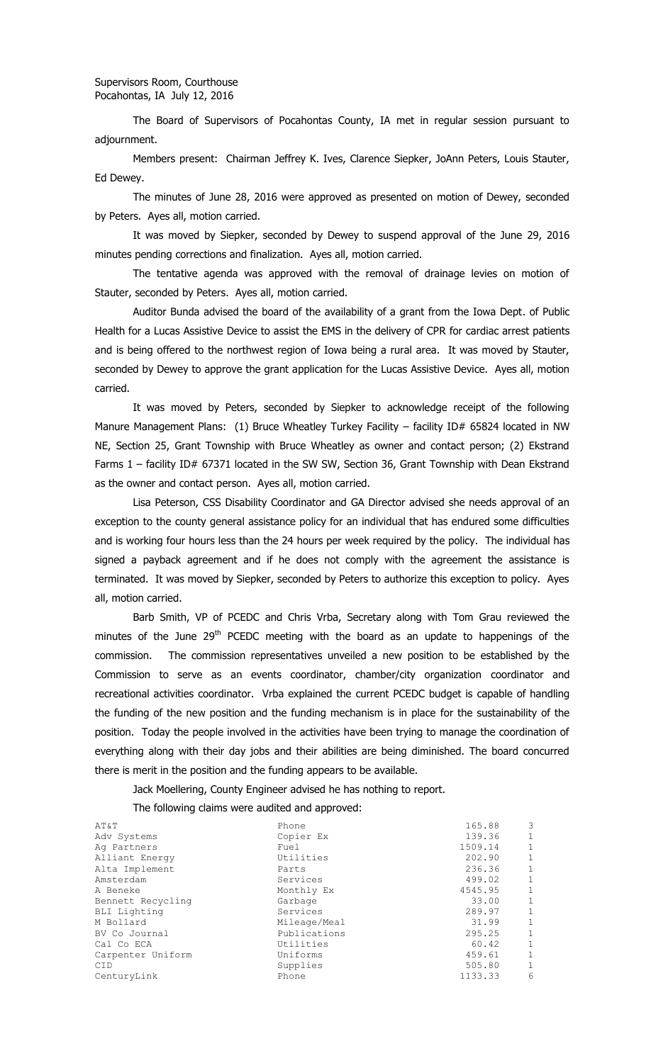Supervisors Room, Courthouse
Pocahontas, IA July 12, 2016

The Board of Supervisors of Pocahontas County, IA met in regular session pursuant to adjournment.

Members present: Chairman Jeffrey K. Ives, Clarence Siepker, JoAnn Peters, Louis Stauter, Ed Dewey.

The minutes of June 28, 2016 were approved as presented on motion of Dewey, seconded by Peters. Ayes all, motion carried.

It was moved by Siepker, seconded by Dewey to suspend approval of the June 29, 2016 minutes pending corrections and finalization. Ayes all, motion carried.

The tentative agenda was approved with the removal of drainage levies on motion of Stauter, seconded by Peters. Ayes all, motion carried.

Auditor Bunda advised the board of the availability of a grant from the Iowa Dept. of Public Health for a Lucas Assistive Device to assist the EMS in the delivery of CPR for cardiac arrest patients and is being offered to the northwest region of Iowa being a rural area. It was moved by Stauter, seconded by Dewey to approve the grant application for the Lucas Assistive Device. Ayes all, motion carried.

It was moved by Peters, seconded by Siepker to acknowledge receipt of the following Manure Management Plans: (1) Bruce Wheatley Turkey Facility – facility ID# 65824 located in NW NE, Section 25, Grant Township with Bruce Wheatley as owner and contact person; (2) Ekstrand Farms 1 – facility ID# 67371 located in the SW SW, Section 36, Grant Township with Dean Ekstrand as the owner and contact person. Ayes all, motion carried.

Lisa Peterson, CSS Disability Coordinator and GA Director advised she needs approval of an exception to the county general assistance policy for an individual that has endured some difficulties and is working four hours less than the 24 hours per week required by the policy. The individual has signed a payback agreement and if he does not comply with the agreement the assistance is terminated. It was moved by Siepker, seconded by Peters to authorize this exception to policy. Ayes all, motion carried.

Barb Smith, VP of PCEDC and Chris Vrba, Secretary along with Tom Grau reviewed the minutes of the June 29th PCEDC meeting with the board as an update to happenings of the commission. The commission representatives unveiled a new position to be established by the Commission to serve as an events coordinator, chamber/city organization coordinator and recreational activities coordinator. Vrba explained the current PCEDC budget is capable of handling the funding of the new position and the funding mechanism is in place for the sustainability of the position. Today the people involved in the activities have been trying to manage the coordination of everything along with their day jobs and their abilities are being diminished. The board concurred there is merit in the position and the funding appears to be available.

Jack Moellering, County Engineer advised he has nothing to report.

The following claims were audited and approved:

| | | | |
|---|---|---|---|
| AT&T | Phone | 165.88 | 3 |
| Adv Systems | Copier Ex | 139.36 | 1 |
| Ag Partners | Fuel | 1509.14 | 1 |
| Alliant Energy | Utilities | 202.90 | 1 |
| Alta Implement | Parts | 236.36 | 1 |
| Amsterdam | Services | 499.02 | 1 |
| A Beneke | Monthly Ex | 4545.95 | 1 |
| Bennett Recycling | Garbage | 33.00 | 1 |
| BLI Lighting | Services | 289.97 | 1 |
| M Bollard | Mileage/Meal | 31.99 | 1 |
| BV Co Journal | Publications | 295.25 | 1 |
| Cal Co ECA | Utilities | 60.42 | 1 |
| Carpenter Uniform | Uniforms | 459.61 | 1 |
| CID | Supplies | 505.80 | 1 |
| CenturyLink | Phone | 1133.33 | 6 |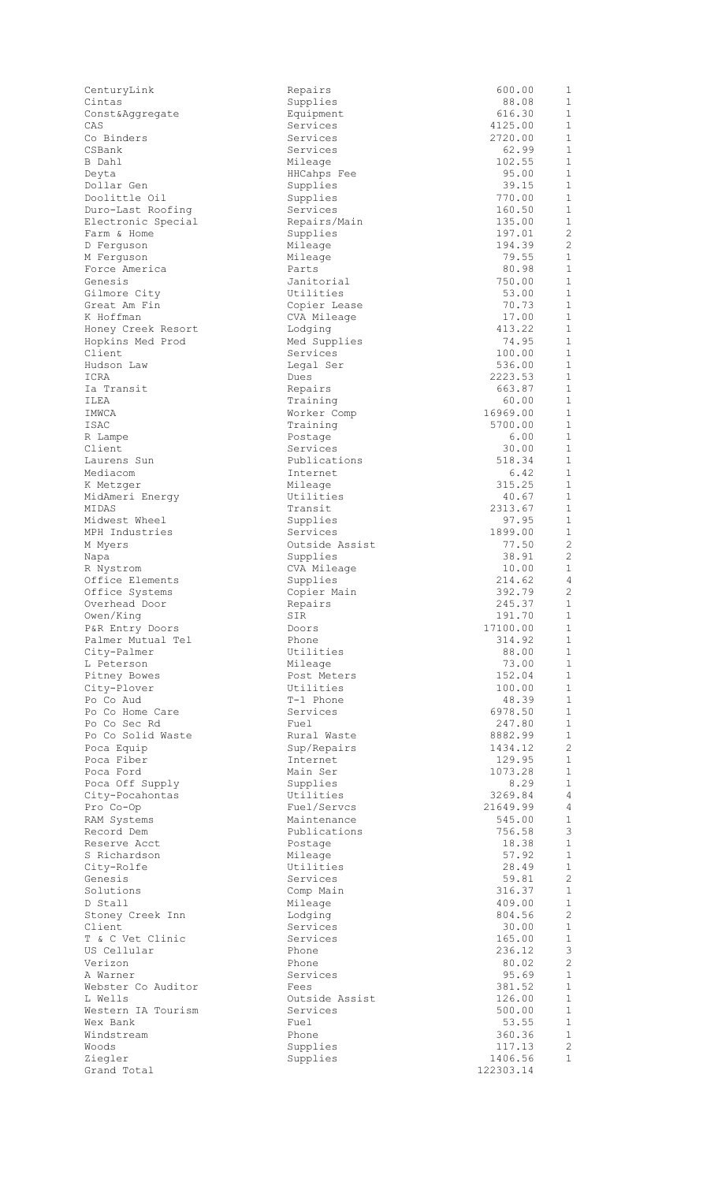| | | | |
|---|---|---|---|
| CenturyLink | Repairs | 600.00 | 1 |
| Cintas | Supplies | 88.08 | 1 |
| Const&Aggregate | Equipment | 616.30 | 1 |
| CAS | Services | 4125.00 | 1 |
| Co Binders | Services | 2720.00 | 1 |
| CSBank | Services | 62.99 | 1 |
| B Dahl | Mileage | 102.55 | 1 |
| Deyta | HHCahps Fee | 95.00 | 1 |
| Dollar Gen | Supplies | 39.15 | 1 |
| Doolittle Oil | Supplies | 770.00 | 1 |
| Duro-Last Roofing | Services | 160.50 | 1 |
| Electronic Special | Repairs/Main | 135.00 | 1 |
| Farm & Home | Supplies | 197.01 | 2 |
| D Ferguson | Mileage | 194.39 | 2 |
| M Ferguson | Mileage | 79.55 | 1 |
| Force America | Parts | 80.98 | 1 |
| Genesis | Janitorial | 750.00 | 1 |
| Gilmore City | Utilities | 53.00 | 1 |
| Great Am Fin | Copier Lease | 70.73 | 1 |
| K Hoffman | CVA Mileage | 17.00 | 1 |
| Honey Creek Resort | Lodging | 413.22 | 1 |
| Hopkins Med Prod | Med Supplies | 74.95 | 1 |
| Client | Services | 100.00 | 1 |
| Hudson Law | Legal Ser | 536.00 | 1 |
| ICRA | Dues | 2223.53 | 1 |
| Ia Transit | Repairs | 663.87 | 1 |
| ILEA | Training | 60.00 | 1 |
| IMWCA | Worker Comp | 16969.00 | 1 |
| ISAC | Training | 5700.00 | 1 |
| R Lampe | Postage | 6.00 | 1 |
| Client | Services | 30.00 | 1 |
| Laurens Sun | Publications | 518.34 | 1 |
| Mediacom | Internet | 6.42 | 1 |
| K Metzger | Mileage | 315.25 | 1 |
| MidAmeri Energy | Utilities | 40.67 | 1 |
| MIDAS | Transit | 2313.67 | 1 |
| Midwest Wheel | Supplies | 97.95 | 1 |
| MPH Industries | Services | 1899.00 | 1 |
| M Myers | Outside Assist | 77.50 | 2 |
| Napa | Supplies | 38.91 | 2 |
| R Nystrom | CVA Mileage | 10.00 | 1 |
| Office Elements | Supplies | 214.62 | 4 |
| Office Systems | Copier Main | 392.79 | 2 |
| Overhead Door | Repairs | 245.37 | 1 |
| Owen/King | SIR | 191.70 | 1 |
| P&R Entry Doors | Doors | 17100.00 | 1 |
| Palmer Mutual Tel | Phone | 314.92 | 1 |
| City-Palmer | Utilities | 88.00 | 1 |
| L Peterson | Mileage | 73.00 | 1 |
| Pitney Bowes | Post Meters | 152.04 | 1 |
| City-Plover | Utilities | 100.00 | 1 |
| Po Co Aud | T-1 Phone | 48.39 | 1 |
| Po Co Home Care | Services | 6978.50 | 1 |
| Po Co Sec Rd | Fuel | 247.80 | 1 |
| Po Co Solid Waste | Rural Waste | 8882.99 | 1 |
| Poca Equip | Sup/Repairs | 1434.12 | 2 |
| Poca Fiber | Internet | 129.95 | 1 |
| Poca Ford | Main Ser | 1073.28 | 1 |
| Poca Off Supply | Supplies | 8.29 | 1 |
| City-Pocahontas | Utilities | 3269.84 | 4 |
| Pro Co-Op | Fuel/Servcs | 21649.99 | 4 |
| RAM Systems | Maintenance | 545.00 | 1 |
| Record Dem | Publications | 756.58 | 3 |
| Reserve Acct | Postage | 18.38 | 1 |
| S Richardson | Mileage | 57.92 | 1 |
| City-Rolfe | Utilities | 28.49 | 1 |
| Genesis | Services | 59.81 | 2 |
| Solutions | Comp Main | 316.37 | 1 |
| D Stall | Mileage | 409.00 | 1 |
| Stoney Creek Inn | Lodging | 804.56 | 2 |
| Client | Services | 30.00 | 1 |
| T & C Vet Clinic | Services | 165.00 | 1 |
| US Cellular | Phone | 236.12 | 3 |
| Verizon | Phone | 80.02 | 2 |
| A Warner | Services | 95.69 | 1 |
| Webster Co Auditor | Fees | 381.52 | 1 |
| L Wells | Outside Assist | 126.00 | 1 |
| Western IA Tourism | Services | 500.00 | 1 |
| Wex Bank | Fuel | 53.55 | 1 |
| Windstream | Phone | 360.36 | 1 |
| Woods | Supplies | 117.13 | 2 |
| Ziegler | Supplies | 1406.56 | 1 |
| Grand Total | | 122303.14 | |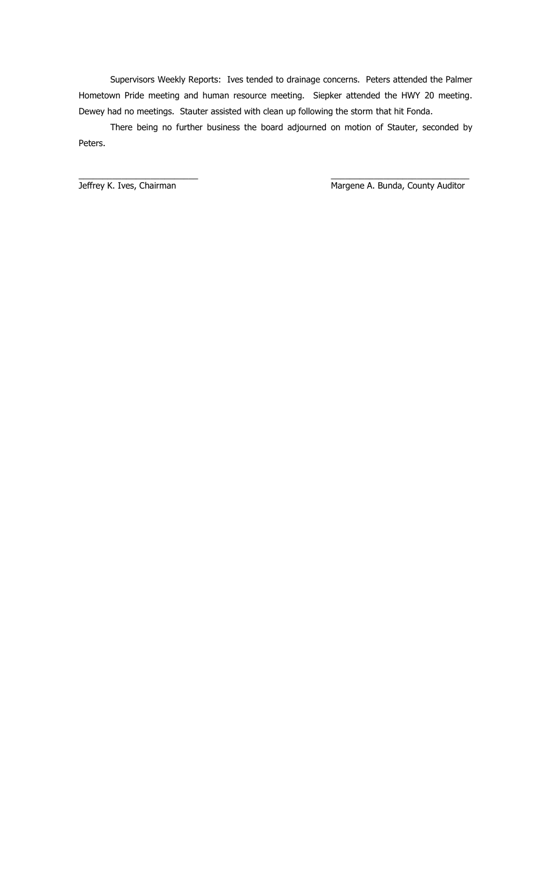Supervisors Weekly Reports: Ives tended to drainage concerns. Peters attended the Palmer Hometown Pride meeting and human resource meeting. Siepker attended the HWY 20 meeting. Dewey had no meetings. Stauter assisted with clean up following the storm that hit Fonda.

There being no further business the board adjourned on motion of Stauter, seconded by Peters.

| | |
|---|---|
| ________________________ | ____________________________ |
| Jeffrey K. Ives, Chairman | Margene A. Bunda, County Auditor |